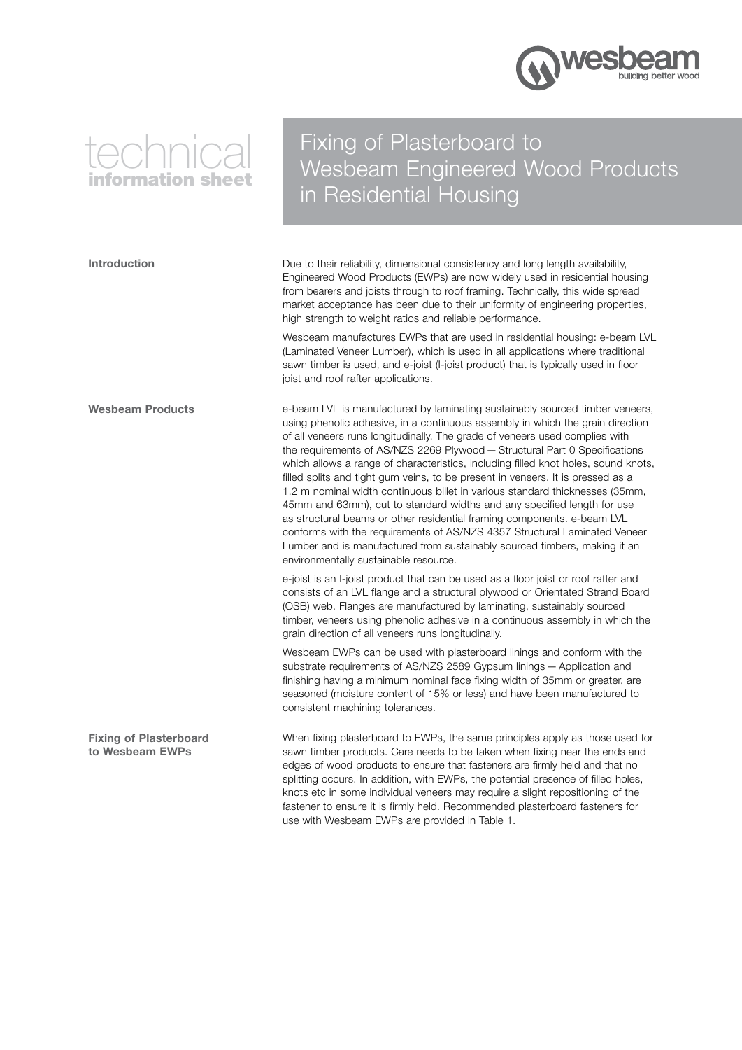# technical information sheet

# Fixing of Plasterboard to Wesbeam Engineered Wood Products in Residential Housing

## Introduction

Due to their reliability, dimensional consistency and long length availability, Engineered Wood Products (EWPs) are now widely used in residential housing from bearers and joists through to roof framing. Technically, this wide spread market acceptance has been due to their uniformity of engineering properties, high strength to weight ratios and reliable performance.

Wesbeam manufactures EWPs that are used in residential housing: e-beam LVL (Laminated Veneer Lumber), which is used in all applications where traditional sawn timber is used, and e-joist (I-joist product) that is typically used in floor joist and roof rafter applications.

## Wesbeam Products

e-beam LVL is manufactured by laminating sustainably sourced timber veneers, using phenolic adhesive, in a continuous assembly in which the grain direction of all veneers runs longitudinally. The grade of veneers used complies with the requirements of AS/NZS 2269 Plywood – Structural Part 0 Specifications which allows a range of characteristics, including filled knot holes, sound knots, filled splits and tight gum veins, to be present in veneers. It is pressed as a 1.2 m nominal width continuous billet in various standard thicknesses (35mm, 45mm and 63mm), cut to standard widths and any specified length for use as structural beams or other residential framing components. e-beam LVL conforms with the requirements of AS/NZS 4357 Structural Laminated Veneer Lumber and is manufactured from sustainably sourced timbers, making it an environmentally sustainable resource.

e-joist is an I-joist product that can be used as a floor joist or roof rafter and consists of an LVL flange and a structural plywood or Orientated Strand Board (OSB) web. Flanges are manufactured by laminating, sustainably sourced timber, veneers using phenolic adhesive in a continuous assembly in which the grain direction of all veneers runs longitudinally.

Wesbeam EWPs can be used with plasterboard linings and conform with the substrate requirements of AS/NZS 2589 Gypsum linings – Application and finishing having a minimum nominal face fixing width of 35mm or greater, are seasoned (moisture content of 15% or less) and have been manufactured to consistent machining tolerances.

## Fixing of Plasterboard to Wesbeam EWPs

When fixing plasterboard to EWPs, the same principles apply as those used for sawn timber products. Care needs to be taken when fixing near the ends and edges of wood products to ensure that fasteners are firmly held and that no splitting occurs. In addition, with EWPs, the potential presence of filled holes, knots etc in some individual veneers may require a slight repositioning of the fastener to ensure it is firmly held. Recommended plasterboard fasteners for use with Wesbeam EWPs are provided in Table 1.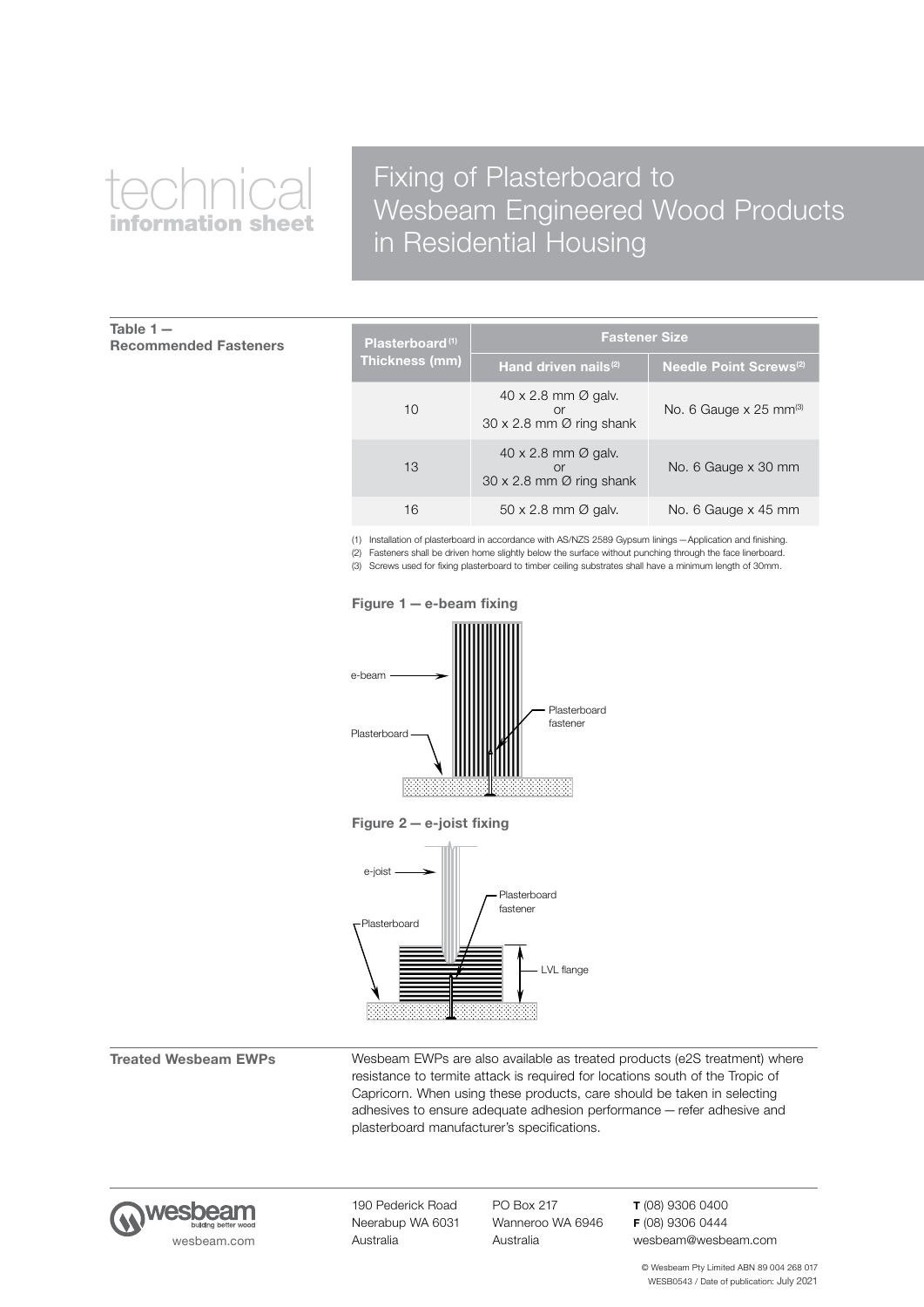# Fixing of Plasterboard to Wesbeam Engineered Wood Products in Residential Housing

**Table 1 — Recommended Fasteners**

| Plasterboard[1] Thickness (mm) | Fastener Size | |
|---|---|---|
| | Hand driven nails[2] | Needle Point Screws[2] |
| 10 | 40 x 2.8 mm Ø galv. or 30 x 2.8 mm Ø ring shank | No. 6 Gauge x 25 mm[3] |
| 13 | 40 x 2.8 mm Ø galv. or 30 x 2.8 mm Ø ring shank | No. 6 Gauge x 30 mm |
| 16 | 50 x 2.8 mm Ø galv. | No. 6 Gauge x 45 mm |

(1) Installation of plasterboard in accordance with AS/NZS 2589 Gypsum linings — Application and finishing.
(2) Fasteners shall be driven home slightly below the surface without punching through the face linerboard.
(3) Screws used for fixing plasterboard to timber ceiling substrates shall have a minimum length of 30mm.

**Figure 1 — e-beam fixing**

e-beam
Plasterboard
Plasterboard fastener

**Figure 2 — e-joist fixing**

e-joist
Plasterboard
Plasterboard fastener
LVL flange

**Treated Wesbeam EWPs**

Wesbeam EWPs are also available as treated products (e2S treatment) where resistance to termite attack is required for locations south of the Tropic of Capricorn. When using these products, care should be taken in selecting adhesives to ensure adequate adhesion performance — refer adhesive and plasterboard manufacturer's specifications.

wesbeam building better wood
wesbeam.com

190 Pederick Road
Neerabup WA 6031
Australia

PO Box 217
Wanneroo WA 6946
Australia

**T** (08) 9306 0400
**F** (08) 9306 0444
wesbeam@wesbeam.com

© Wesbeam Pty Limited ABN 89 004 268 017
WESB0543 / Date of publication: July 2021